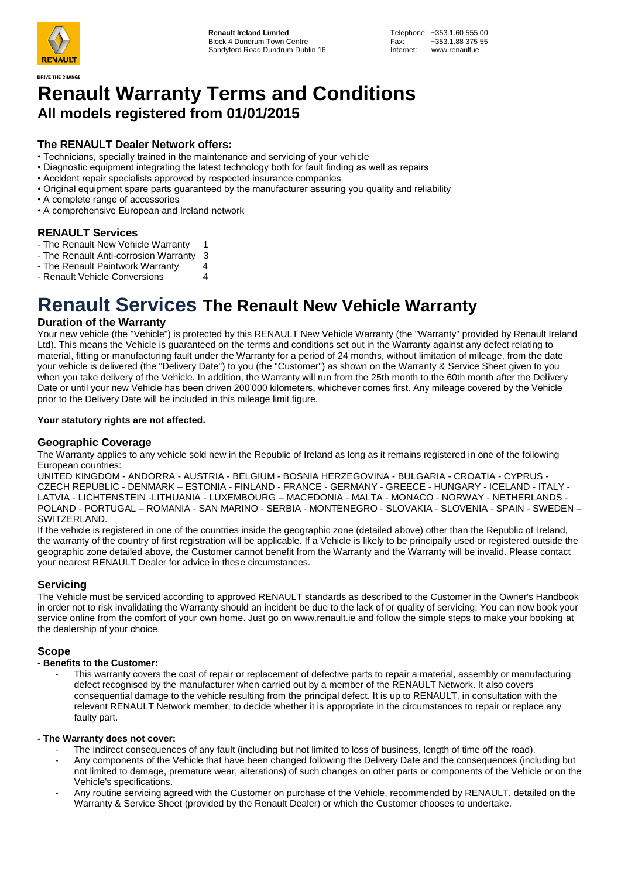RENAULT

DRIVE THE CHANGE

**Renault Ireland Limited**
Block 4 Dundrum Town Centre
Sandyford Road Dundrum Dublin 16

Telephone: +353.1.60 555 00
Fax: +353.1.88 375 55
Internet: www.renault.ie

# Renault Warranty Terms and Conditions

## All models registered from 01/01/2015

### The RENAULT Dealer Network offers:

- Technicians, specially trained in the maintenance and servicing of your vehicle
- Diagnostic equipment integrating the latest technology both for fault finding as well as repairs
- Accident repair specialists approved by respected insurance companies
- Original equipment spare parts guaranteed by the manufacturer assuring you quality and reliability
- A complete range of accessories
- A comprehensive European and Ireland network

### RENAULT Services

- The Renault New Vehicle Warranty 1
- The Renault Anti-corrosion Warranty 3
- The Renault Paintwork Warranty 4
- Renault Vehicle Conversions 4

# Renault Services The Renault New Vehicle Warranty

### Duration of the Warranty

Your new vehicle (the "Vehicle") is protected by this RENAULT New Vehicle Warranty (the "Warranty" provided by Renault Ireland Ltd). This means the Vehicle is guaranteed on the terms and conditions set out in the Warranty against any defect relating to material, fitting or manufacturing fault under the Warranty for a period of 24 months, without limitation of mileage, from the date your vehicle is delivered (the "Delivery Date") to you (the "Customer") as shown on the Warranty & Service Sheet given to you when you take delivery of the Vehicle. In addition, the Warranty will run from the 25th month to the 60th month after the Delivery Date or until your new Vehicle has been driven 200'000 kilometers, whichever comes first. Any mileage covered by the Vehicle prior to the Delivery Date will be included in this mileage limit figure.

**Your statutory rights are not affected.**

### Geographic Coverage

The Warranty applies to any vehicle sold new in the Republic of Ireland as long as it remains registered in one of the following European countries:

UNITED KINGDOM - ANDORRA - AUSTRIA - BELGIUM - BOSNIA HERZEGOVINA - BULGARIA - CROATIA - CYPRUS - CZECH REPUBLIC - DENMARK – ESTONIA - FINLAND - FRANCE - GERMANY - GREECE - HUNGARY - ICELAND - ITALY - LATVIA - LICHTENSTEIN -LITHUANIA - LUXEMBOURG – MACEDONIA - MALTA - MONACO - NORWAY - NETHERLANDS - POLAND - PORTUGAL – ROMANIA - SAN MARINO - SERBIA - MONTENEGRO - SLOVAKIA - SLOVENIA - SPAIN - SWEDEN – SWITZERLAND.

If the vehicle is registered in one of the countries inside the geographic zone (detailed above) other than the Republic of Ireland, the warranty of the country of first registration will be applicable. If a Vehicle is likely to be principally used or registered outside the geographic zone detailed above, the Customer cannot benefit from the Warranty and the Warranty will be invalid. Please contact your nearest RENAULT Dealer for advice in these circumstances.

### Servicing

The Vehicle must be serviced according to approved RENAULT standards as described to the Customer in the Owner's Handbook in order not to risk invalidating the Warranty should an incident be due to the lack of or quality of servicing. You can now book your service online from the comfort of your own home. Just go on www.renault.ie and follow the simple steps to make your booking at the dealership of your choice.

### Scope

**- Benefits to the Customer:**

- This warranty covers the cost of repair or replacement of defective parts to repair a material, assembly or manufacturing defect recognised by the manufacturer when carried out by a member of the RENAULT Network. It also covers consequential damage to the vehicle resulting from the principal defect. It is up to RENAULT, in consultation with the relevant RENAULT Network member, to decide whether it is appropriate in the circumstances to repair or replace any faulty part.

**- The Warranty does not cover:**

- The indirect consequences of any fault (including but not limited to loss of business, length of time off the road).
- Any components of the Vehicle that have been changed following the Delivery Date and the consequences (including but not limited to damage, premature wear, alterations) of such changes on other parts or components of the Vehicle or on the Vehicle's specifications.
- Any routine servicing agreed with the Customer on purchase of the Vehicle, recommended by RENAULT, detailed on the Warranty & Service Sheet (provided by the Renault Dealer) or which the Customer chooses to undertake.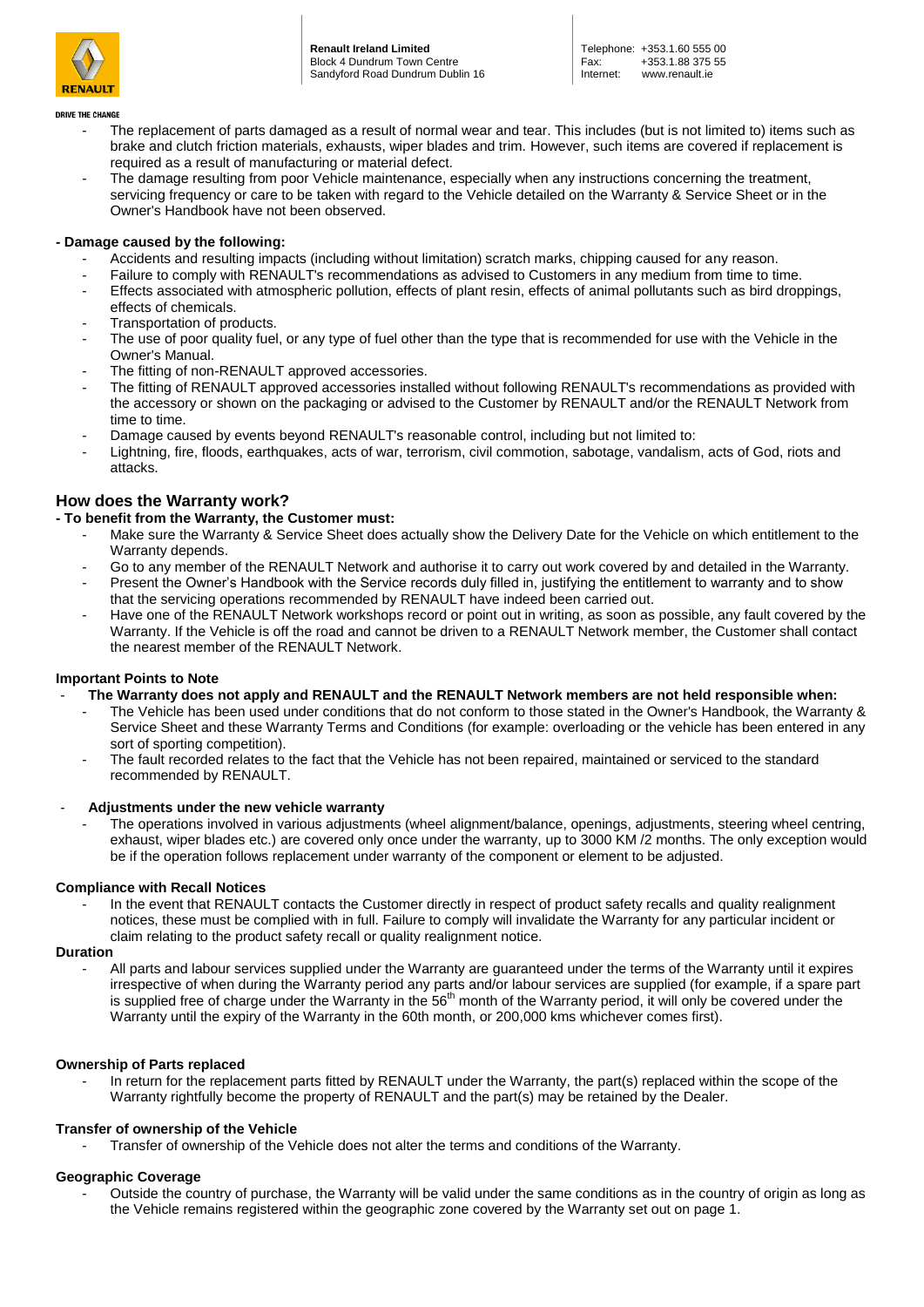- The replacement of parts damaged as a result of normal wear and tear. This includes (but is not limited to) items such as brake and clutch friction materials, exhausts, wiper blades and trim. However, such items are covered if replacement is required as a result of manufacturing or material defect.
- The damage resulting from poor Vehicle maintenance, especially when any instructions concerning the treatment, servicing frequency or care to be taken with regard to the Vehicle detailed on the Warranty & Service Sheet or in the Owner's Handbook have not been observed.

**- Damage caused by the following:**

- Accidents and resulting impacts (including without limitation) scratch marks, chipping caused for any reason.
- Failure to comply with RENAULT's recommendations as advised to Customers in any medium from time to time.
- Effects associated with atmospheric pollution, effects of plant resin, effects of animal pollutants such as bird droppings, effects of chemicals.
- Transportation of products.
- The use of poor quality fuel, or any type of fuel other than the type that is recommended for use with the Vehicle in the Owner's Manual.
- The fitting of non-RENAULT approved accessories.
- The fitting of RENAULT approved accessories installed without following RENAULT's recommendations as provided with the accessory or shown on the packaging or advised to the Customer by RENAULT and/or the RENAULT Network from time to time.
- Damage caused by events beyond RENAULT's reasonable control, including but not limited to:
- Lightning, fire, floods, earthquakes, acts of war, terrorism, civil commotion, sabotage, vandalism, acts of God, riots and attacks.

## How does the Warranty work?

**- To benefit from the Warranty, the Customer must:**

- Make sure the Warranty & Service Sheet does actually show the Delivery Date for the Vehicle on which entitlement to the Warranty depends.
- Go to any member of the RENAULT Network and authorise it to carry out work covered by and detailed in the Warranty.
- Present the Owner's Handbook with the Service records duly filled in, justifying the entitlement to warranty and to show that the servicing operations recommended by RENAULT have indeed been carried out.
- Have one of the RENAULT Network workshops record or point out in writing, as soon as possible, any fault covered by the Warranty. If the Vehicle is off the road and cannot be driven to a RENAULT Network member, the Customer shall contact the nearest member of the RENAULT Network.

**Important Points to Note**

- **The Warranty does not apply and RENAULT and the RENAULT Network members are not held responsible when:**
  - The Vehicle has been used under conditions that do not conform to those stated in the Owner's Handbook, the Warranty & Service Sheet and these Warranty Terms and Conditions (for example: overloading or the vehicle has been entered in any sort of sporting competition).
  - The fault recorded relates to the fact that the Vehicle has not been repaired, maintained or serviced to the standard recommended by RENAULT.

- **Adjustments under the new vehicle warranty**
  - The operations involved in various adjustments (wheel alignment/balance, openings, adjustments, steering wheel centring, exhaust, wiper blades etc.) are covered only once under the warranty, up to 3000 KM /2 months. The only exception would be if the operation follows replacement under warranty of the component or element to be adjusted.

**Compliance with Recall Notices**

- In the event that RENAULT contacts the Customer directly in respect of product safety recalls and quality realignment notices, these must be complied with in full. Failure to comply will invalidate the Warranty for any particular incident or claim relating to the product safety recall or quality realignment notice.

**Duration**

- All parts and labour services supplied under the Warranty are guaranteed under the terms of the Warranty until it expires irrespective of when during the Warranty period any parts and/or labour services are supplied (for example, if a spare part is supplied free of charge under the Warranty in the 56th month of the Warranty period, it will only be covered under the Warranty until the expiry of the Warranty in the 60th month, or 200,000 kms whichever comes first).

**Ownership of Parts replaced**

- In return for the replacement parts fitted by RENAULT under the Warranty, the part(s) replaced within the scope of the Warranty rightfully become the property of RENAULT and the part(s) may be retained by the Dealer.

**Transfer of ownership of the Vehicle**

- Transfer of ownership of the Vehicle does not alter the terms and conditions of the Warranty.

**Geographic Coverage**

- Outside the country of purchase, the Warranty will be valid under the same conditions as in the country of origin as long as the Vehicle remains registered within the geographic zone covered by the Warranty set out on page 1.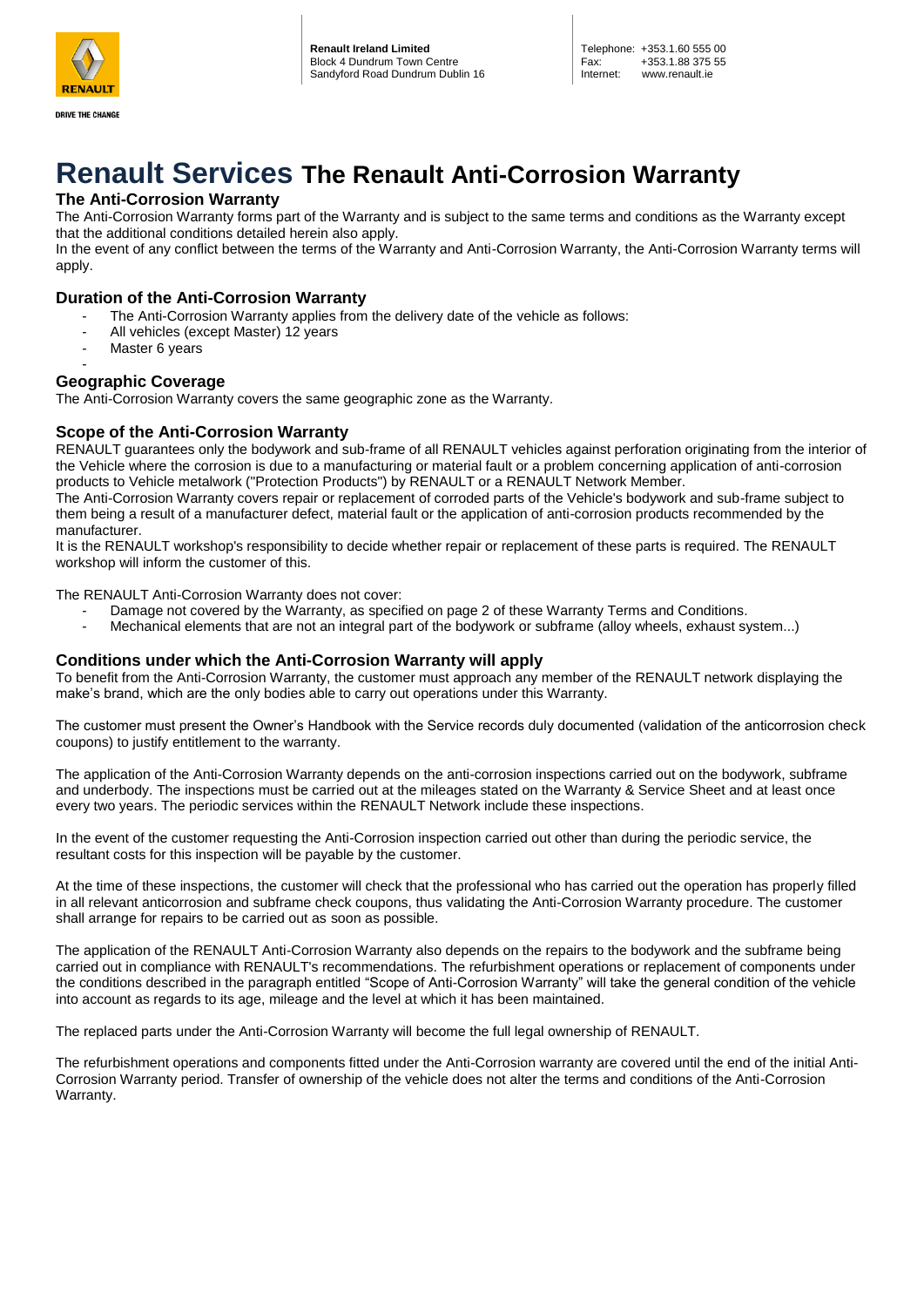Renault Ireland Limited
Block 4 Dundrum Town Centre
Sandyford Road Dundrum Dublin 16

Telephone: +353.1.60 555 00
Fax: +353.1.88 375 55
Internet: www.renault.ie

# Renault Services The Renault Anti-Corrosion Warranty

## The Anti-Corrosion Warranty

The Anti-Corrosion Warranty forms part of the Warranty and is subject to the same terms and conditions as the Warranty except that the additional conditions detailed herein also apply.

In the event of any conflict between the terms of the Warranty and Anti-Corrosion Warranty, the Anti-Corrosion Warranty terms will apply.

## Duration of the Anti-Corrosion Warranty

- The Anti-Corrosion Warranty applies from the delivery date of the vehicle as follows:
- All vehicles (except Master) 12 years
- Master 6 years

## Geographic Coverage

The Anti-Corrosion Warranty covers the same geographic zone as the Warranty.

## Scope of the Anti-Corrosion Warranty

RENAULT guarantees only the bodywork and sub-frame of all RENAULT vehicles against perforation originating from the interior of the Vehicle where the corrosion is due to a manufacturing or material fault or a problem concerning application of anti-corrosion products to Vehicle metalwork ("Protection Products") by RENAULT or a RENAULT Network Member.

The Anti-Corrosion Warranty covers repair or replacement of corroded parts of the Vehicle's bodywork and sub-frame subject to them being a result of a manufacturer defect, material fault or the application of anti-corrosion products recommended by the manufacturer.

It is the RENAULT workshop's responsibility to decide whether repair or replacement of these parts is required. The RENAULT workshop will inform the customer of this.

The RENAULT Anti-Corrosion Warranty does not cover:

- Damage not covered by the Warranty, as specified on page 2 of these Warranty Terms and Conditions.
- Mechanical elements that are not an integral part of the bodywork or subframe (alloy wheels, exhaust system...)

## Conditions under which the Anti-Corrosion Warranty will apply

To benefit from the Anti-Corrosion Warranty, the customer must approach any member of the RENAULT network displaying the make's brand, which are the only bodies able to carry out operations under this Warranty.

The customer must present the Owner's Handbook with the Service records duly documented (validation of the anticorrosion check coupons) to justify entitlement to the warranty.

The application of the Anti-Corrosion Warranty depends on the anti-corrosion inspections carried out on the bodywork, subframe and underbody. The inspections must be carried out at the mileages stated on the Warranty & Service Sheet and at least once every two years. The periodic services within the RENAULT Network include these inspections.

In the event of the customer requesting the Anti-Corrosion inspection carried out other than during the periodic service, the resultant costs for this inspection will be payable by the customer.

At the time of these inspections, the customer will check that the professional who has carried out the operation has properly filled in all relevant anticorrosion and subframe check coupons, thus validating the Anti-Corrosion Warranty procedure. The customer shall arrange for repairs to be carried out as soon as possible.

The application of the RENAULT Anti-Corrosion Warranty also depends on the repairs to the bodywork and the subframe being carried out in compliance with RENAULT's recommendations. The refurbishment operations or replacement of components under the conditions described in the paragraph entitled "Scope of Anti-Corrosion Warranty" will take the general condition of the vehicle into account as regards to its age, mileage and the level at which it has been maintained.

The replaced parts under the Anti-Corrosion Warranty will become the full legal ownership of RENAULT.

The refurbishment operations and components fitted under the Anti-Corrosion warranty are covered until the end of the initial Anti-Corrosion Warranty period. Transfer of ownership of the vehicle does not alter the terms and conditions of the Anti-Corrosion Warranty.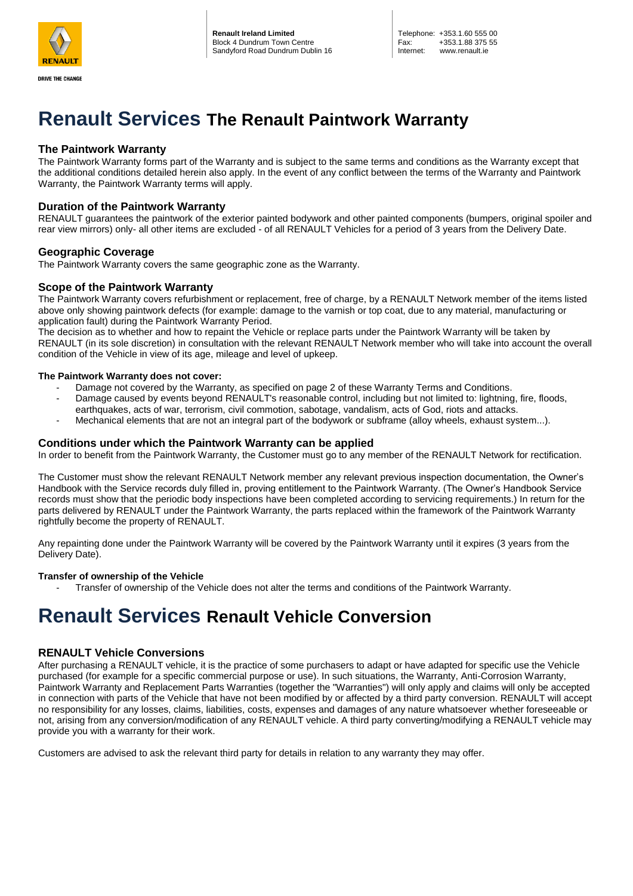Renault Ireland Limited
Block 4 Dundrum Town Centre
Sandyford Road Dundrum Dublin 16

Telephone: +353.1.60 555 00
Fax: +353.1.88 375 55
Internet: www.renault.ie

# Renault Services The Renault Paintwork Warranty

## The Paintwork Warranty

The Paintwork Warranty forms part of the Warranty and is subject to the same terms and conditions as the Warranty except that the additional conditions detailed herein also apply. In the event of any conflict between the terms of the Warranty and Paintwork Warranty, the Paintwork Warranty terms will apply.

## Duration of the Paintwork Warranty

RENAULT guarantees the paintwork of the exterior painted bodywork and other painted components (bumpers, original spoiler and rear view mirrors) only- all other items are excluded - of all RENAULT Vehicles for a period of 3 years from the Delivery Date.

## Geographic Coverage

The Paintwork Warranty covers the same geographic zone as the Warranty.

## Scope of the Paintwork Warranty

The Paintwork Warranty covers refurbishment or replacement, free of charge, by a RENAULT Network member of the items listed above only showing paintwork defects (for example: damage to the varnish or top coat, due to any material, manufacturing or application fault) during the Paintwork Warranty Period.

The decision as to whether and how to repaint the Vehicle or replace parts under the Paintwork Warranty will be taken by RENAULT (in its sole discretion) in consultation with the relevant RENAULT Network member who will take into account the overall condition of the Vehicle in view of its age, mileage and level of upkeep.

**The Paintwork Warranty does not cover:**

- Damage not covered by the Warranty, as specified on page 2 of these Warranty Terms and Conditions.
- Damage caused by events beyond RENAULT's reasonable control, including but not limited to: lightning, fire, floods, earthquakes, acts of war, terrorism, civil commotion, sabotage, vandalism, acts of God, riots and attacks.
- Mechanical elements that are not an integral part of the bodywork or subframe (alloy wheels, exhaust system...).

## Conditions under which the Paintwork Warranty can be applied

In order to benefit from the Paintwork Warranty, the Customer must go to any member of the RENAULT Network for rectification.

The Customer must show the relevant RENAULT Network member any relevant previous inspection documentation, the Owner's Handbook with the Service records duly filled in, proving entitlement to the Paintwork Warranty. (The Owner's Handbook Service records must show that the periodic body inspections have been completed according to servicing requirements.) In return for the parts delivered by RENAULT under the Paintwork Warranty, the parts replaced within the framework of the Paintwork Warranty rightfully become the property of RENAULT.

Any repainting done under the Paintwork Warranty will be covered by the Paintwork Warranty until it expires (3 years from the Delivery Date).

**Transfer of ownership of the Vehicle**

- Transfer of ownership of the Vehicle does not alter the terms and conditions of the Paintwork Warranty.

# Renault Services Renault Vehicle Conversion

## RENAULT Vehicle Conversions

After purchasing a RENAULT vehicle, it is the practice of some purchasers to adapt or have adapted for specific use the Vehicle purchased (for example for a specific commercial purpose or use). In such situations, the Warranty, Anti-Corrosion Warranty, Paintwork Warranty and Replacement Parts Warranties (together the "Warranties") will only apply and claims will only be accepted in connection with parts of the Vehicle that have not been modified by or affected by a third party conversion. RENAULT will accept no responsibility for any losses, claims, liabilities, costs, expenses and damages of any nature whatsoever whether foreseeable or not, arising from any conversion/modification of any RENAULT vehicle. A third party converting/modifying a RENAULT vehicle may provide you with a warranty for their work.

Customers are advised to ask the relevant third party for details in relation to any warranty they may offer.